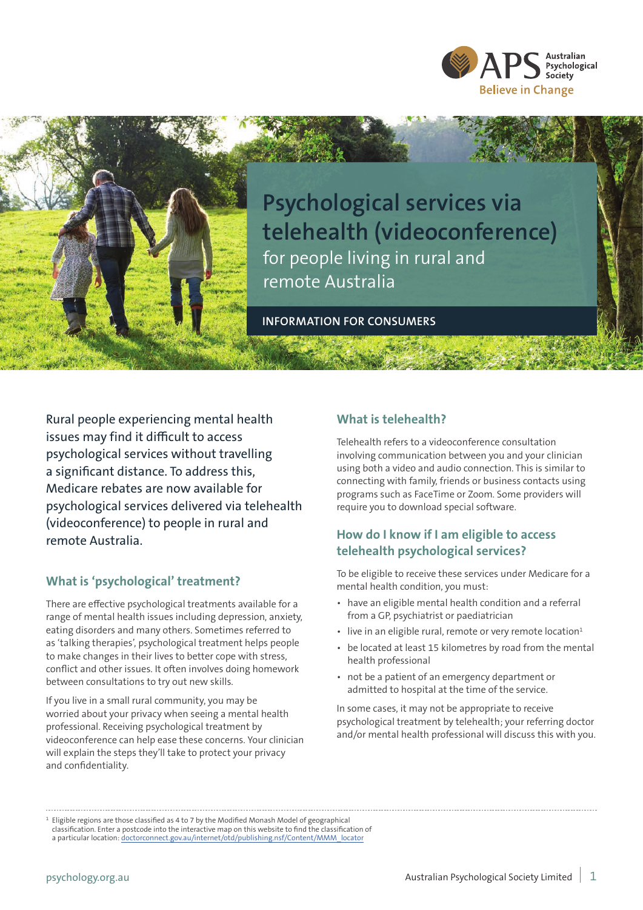# Psychological services via telehealth (videoconference)

## for people living in rural and remote Australia

INFORMATION FOR CONSUMERS

Rural people experiencing mental health issues may find it difficult to access psychological services without travelling a significant distance. To address this, Medicare rebates are now available for psychological services delivered via telehealth (videoconference) to people in rural and remote Australia.

### What is 'psychological' treatment?

There are effective psychological treatments available for a range of mental health issues including depression, anxiety, eating disorders and many others. Sometimes referred to as 'talking therapies', psychological treatment helps people to make changes in their lives to better cope with stress, conflict and other issues. It often involves doing homework between consultations to try out new skills.

If you live in a small rural community, you may be worried about your privacy when seeing a mental health professional. Receiving psychological treatment by videoconference can help ease these concerns. Your clinician will explain the steps they'll take to protect your privacy and confidentiality.

### What is telehealth?

Telehealth refers to a videoconference consultation involving communication between you and your clinician using both a video and audio connection. This is similar to connecting with family, friends or business contacts using programs such as FaceTime or Zoom. Some providers will require you to download special software.

### How do I know if I am eligible to access telehealth psychological services?

To be eligible to receive these services under Medicare for a mental health condition, you must:

- have an eligible mental health condition and a referral from a GP, psychiatrist or paediatrician
- live in an eligible rural, remote or very remote location[1]
- be located at least 15 kilometres by road from the mental health professional
- not be a patient of an emergency department or admitted to hospital at the time of the service.

In some cases, it may not be appropriate to receive psychological treatment by telehealth; your referring doctor and/or mental health professional will discuss this with you.

---

[1] Eligible regions are those classified as 4 to 7 by the Modified Monash Model of geographical classification. Enter a postcode into the interactive map on this website to find the classification of a particular location: doctorconnect.gov.au/internet/otd/publishing.nsf/Content/MMM_locator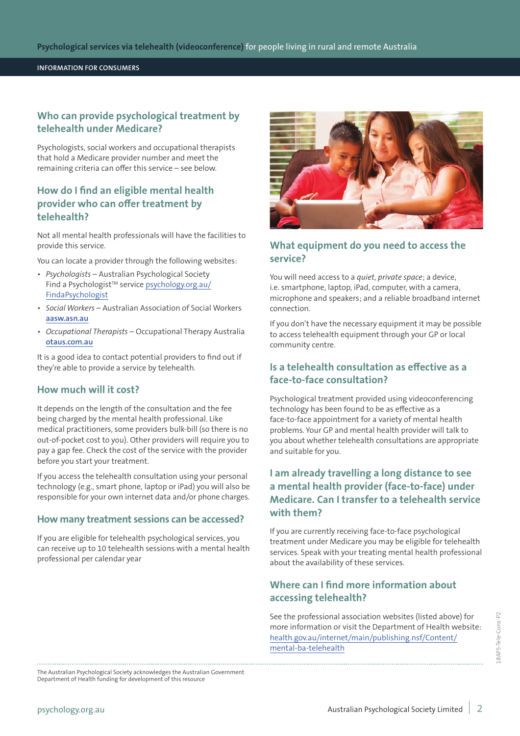## Who can provide psychological treatment by telehealth under Medicare?

Psychologists, social workers and occupational therapists that hold a Medicare provider number and meet the remaining criteria can offer this service – see below.

## How do I find an eligible mental health provider who can offer treatment by telehealth?

Not all mental health professionals will have the facilities to provide this service.

You can locate a provider through the following websites:

- *Psychologists* – Australian Psychological Society Find a Psychologist™ service psychology.org.au/FindaPsychologist
- *Social Workers* – Australian Association of Social Workers **aasw.asn.au**
- *Occupational Therapists* – Occupational Therapy Australia **otaus.com.au**

It is a good idea to contact potential providers to find out if they're able to provide a service by telehealth.

## How much will it cost?

It depends on the length of the consultation and the fee being charged by the mental health professional. Like medical practitioners, some providers bulk-bill (so there is no out-of-pocket cost to you). Other providers will require you to pay a gap fee. Check the cost of the service with the provider before you start your treatment.

If you access the telehealth consultation using your personal technology (e.g., smart phone, laptop or iPad) you will also be responsible for your own internet data and/or phone charges.

## How many treatment sessions can be accessed?

If you are eligible for telehealth psychological services, you can receive up to 10 telehealth sessions with a mental health professional per calendar year

## What equipment do you need to access the service?

You will need access to a *quiet*, *private space*; a device, i.e. smartphone, laptop, iPad, computer, with a camera, microphone and speakers; and a reliable broadband internet connection.

If you don't have the necessary equipment it may be possible to access telehealth equipment through your GP or local community centre.

## Is a telehealth consultation as effective as a face-to-face consultation?

Psychological treatment provided using videoconferencing technology has been found to be as effective as a face-to-face appointment for a variety of mental health problems. Your GP and mental health provider will talk to you about whether telehealth consultations are appropriate and suitable for you.

## I am already travelling a long distance to see a mental health provider (face-to-face) under Medicare. Can I transfer to a telehealth service with them?

If you are currently receiving face-to-face psychological treatment under Medicare you may be eligible for telehealth services. Speak with your treating mental health professional about the availability of these services.

## Where can I find more information about accessing telehealth?

See the professional association websites (listed above) for more information or visit the Department of Health website: health.gov.au/internet/main/publishing.nsf/Content/mental-ba-telehealth

The Australian Psychological Society acknowledges the Australian Government Department of Health funding for development of this resource

18APS-Tele-Cons-P2